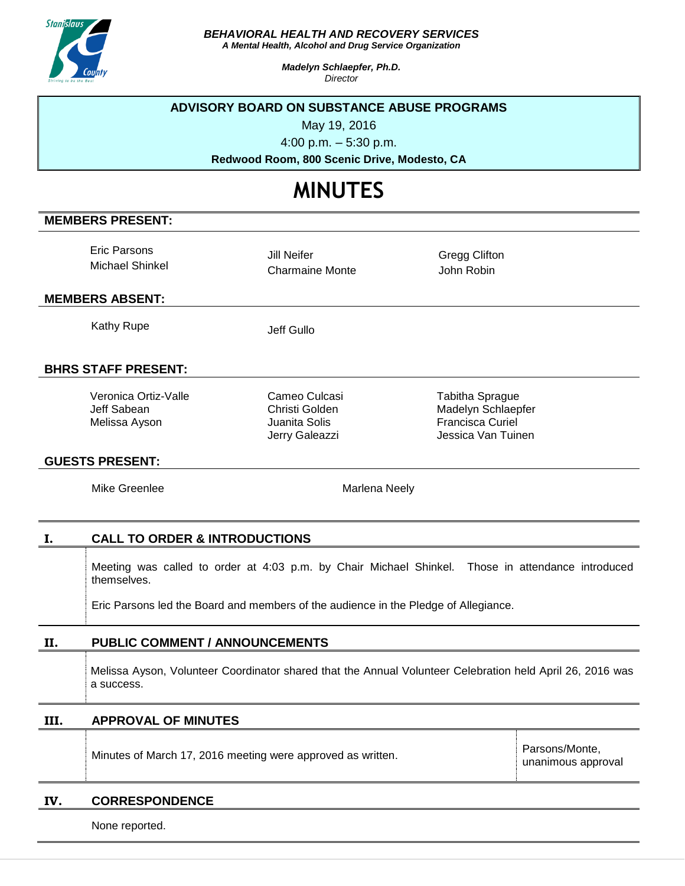***BEHAVIORAL HEALTH AND RECOVERY SERVICES***
***A Mental Health, Alcohol and Drug Service Organization***

***Madelyn Schlaepfer, Ph.D.***
*Director*

**ADVISORY BOARD ON SUBSTANCE ABUSE PROGRAMS**

May 19, 2016

4:00 p.m. – 5:30 p.m.

**Redwood Room, 800 Scenic Drive, Modesto, CA**

# MINUTES

## MEMBERS PRESENT:

Eric Parsons
Michael Shinkel
Jill Neifer
Charmaine Monte
Gregg Clifton
John Robin

## MEMBERS ABSENT:

Kathy Rupe
Jeff Gullo

## BHRS STAFF PRESENT:

Veronica Ortiz-Valle
Jeff Sabean
Melissa Ayson
Cameo Culcasi
Christi Golden
Juanita Solis
Jerry Galeazzi
Tabitha Sprague
Madelyn Schlaepfer
Francisca Curiel
Jessica Van Tuinen

## GUESTS PRESENT:

Mike Greenlee
Marlena Neely

## I. CALL TO ORDER & INTRODUCTIONS

Meeting was called to order at 4:03 p.m. by Chair Michael Shinkel. Those in attendance introduced themselves.

Eric Parsons led the Board and members of the audience in the Pledge of Allegiance.

## II. PUBLIC COMMENT / ANNOUNCEMENTS

Melissa Ayson, Volunteer Coordinator shared that the Annual Volunteer Celebration held April 26, 2016 was a success.

## III. APPROVAL OF MINUTES

| | |
|---|---|
| Minutes of March 17, 2016 meeting were approved as written. | Parsons/Monte, unanimous approval |

## IV. CORRESPONDENCE

None reported.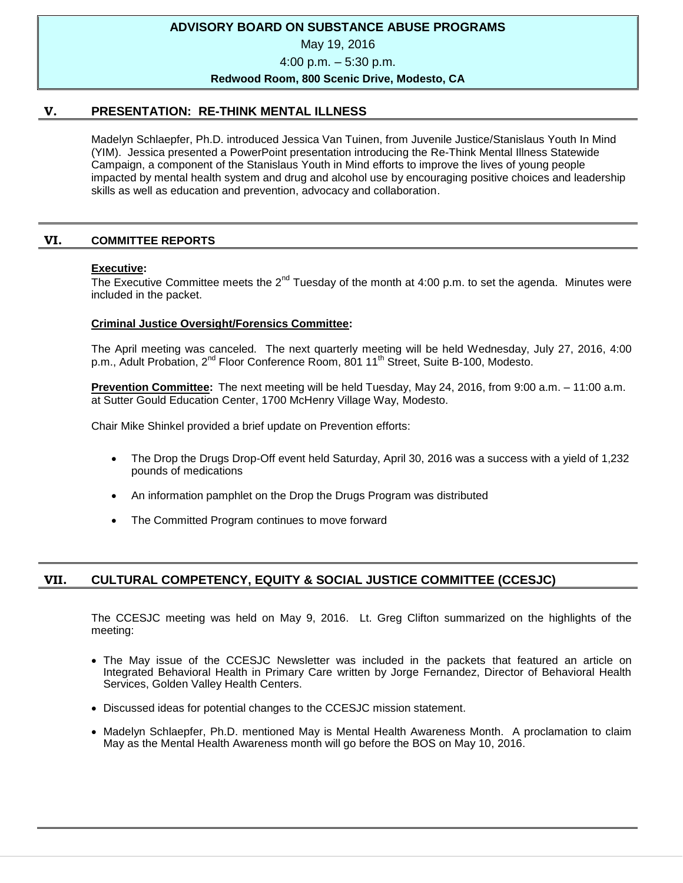**ADVISORY BOARD ON SUBSTANCE ABUSE PROGRAMS**

May 19, 2016

4:00 p.m. – 5:30 p.m.

**Redwood Room, 800 Scenic Drive, Modesto, CA**

## V. PRESENTATION: RE-THINK MENTAL ILLNESS

Madelyn Schlaepfer, Ph.D. introduced Jessica Van Tuinen, from Juvenile Justice/Stanislaus Youth In Mind (YIM). Jessica presented a PowerPoint presentation introducing the Re-Think Mental Illness Statewide Campaign, a component of the Stanislaus Youth in Mind efforts to improve the lives of young people impacted by mental health system and drug and alcohol use by encouraging positive choices and leadership skills as well as education and prevention, advocacy and collaboration.

## VI. COMMITTEE REPORTS

**Executive:**
The Executive Committee meets the 2nd Tuesday of the month at 4:00 p.m. to set the agenda. Minutes were included in the packet.

**Criminal Justice Oversight/Forensics Committee:**

The April meeting was canceled. The next quarterly meeting will be held Wednesday, July 27, 2016, 4:00 p.m., Adult Probation, 2nd Floor Conference Room, 801 11th Street, Suite B-100, Modesto.

**Prevention Committee:** The next meeting will be held Tuesday, May 24, 2016, from 9:00 a.m. – 11:00 a.m. at Sutter Gould Education Center, 1700 McHenry Village Way, Modesto.

Chair Mike Shinkel provided a brief update on Prevention efforts:

- The Drop the Drugs Drop-Off event held Saturday, April 30, 2016 was a success with a yield of 1,232 pounds of medications
- An information pamphlet on the Drop the Drugs Program was distributed
- The Committed Program continues to move forward

## VII. CULTURAL COMPETENCY, EQUITY & SOCIAL JUSTICE COMMITTEE (CCESJC)

The CCESJC meeting was held on May 9, 2016. Lt. Greg Clifton summarized on the highlights of the meeting:

- The May issue of the CCESJC Newsletter was included in the packets that featured an article on Integrated Behavioral Health in Primary Care written by Jorge Fernandez, Director of Behavioral Health Services, Golden Valley Health Centers.
- Discussed ideas for potential changes to the CCESJC mission statement.
- Madelyn Schlaepfer, Ph.D. mentioned May is Mental Health Awareness Month. A proclamation to claim May as the Mental Health Awareness month will go before the BOS on May 10, 2016.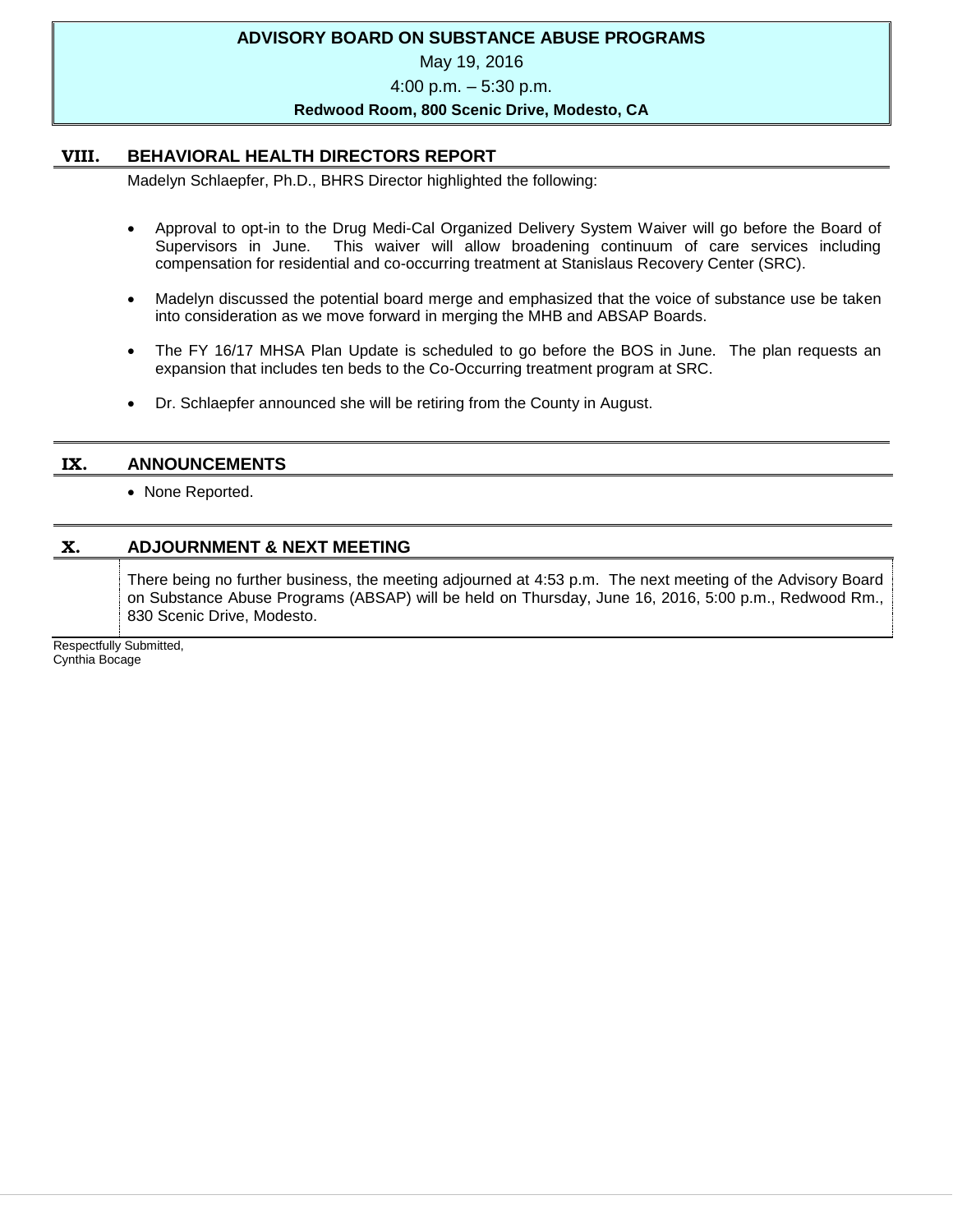**ADVISORY BOARD ON SUBSTANCE ABUSE PROGRAMS**

May 19, 2016

4:00 p.m. – 5:30 p.m.

**Redwood Room, 800 Scenic Drive, Modesto, CA**

## VIII. BEHAVIORAL HEALTH DIRECTORS REPORT

Madelyn Schlaepfer, Ph.D., BHRS Director highlighted the following:

- Approval to opt-in to the Drug Medi-Cal Organized Delivery System Waiver will go before the Board of Supervisors in June. This waiver will allow broadening continuum of care services including compensation for residential and co-occurring treatment at Stanislaus Recovery Center (SRC).
- Madelyn discussed the potential board merge and emphasized that the voice of substance use be taken into consideration as we move forward in merging the MHB and ABSAP Boards.
- The FY 16/17 MHSA Plan Update is scheduled to go before the BOS in June. The plan requests an expansion that includes ten beds to the Co-Occurring treatment program at SRC.
- Dr. Schlaepfer announced she will be retiring from the County in August.

## IX. ANNOUNCEMENTS

- None Reported.

## X. ADJOURNMENT & NEXT MEETING

There being no further business, the meeting adjourned at 4:53 p.m. The next meeting of the Advisory Board on Substance Abuse Programs (ABSAP) will be held on Thursday, June 16, 2016, 5:00 p.m., Redwood Rm., 830 Scenic Drive, Modesto.

Respectfully Submitted,
Cynthia Bocage